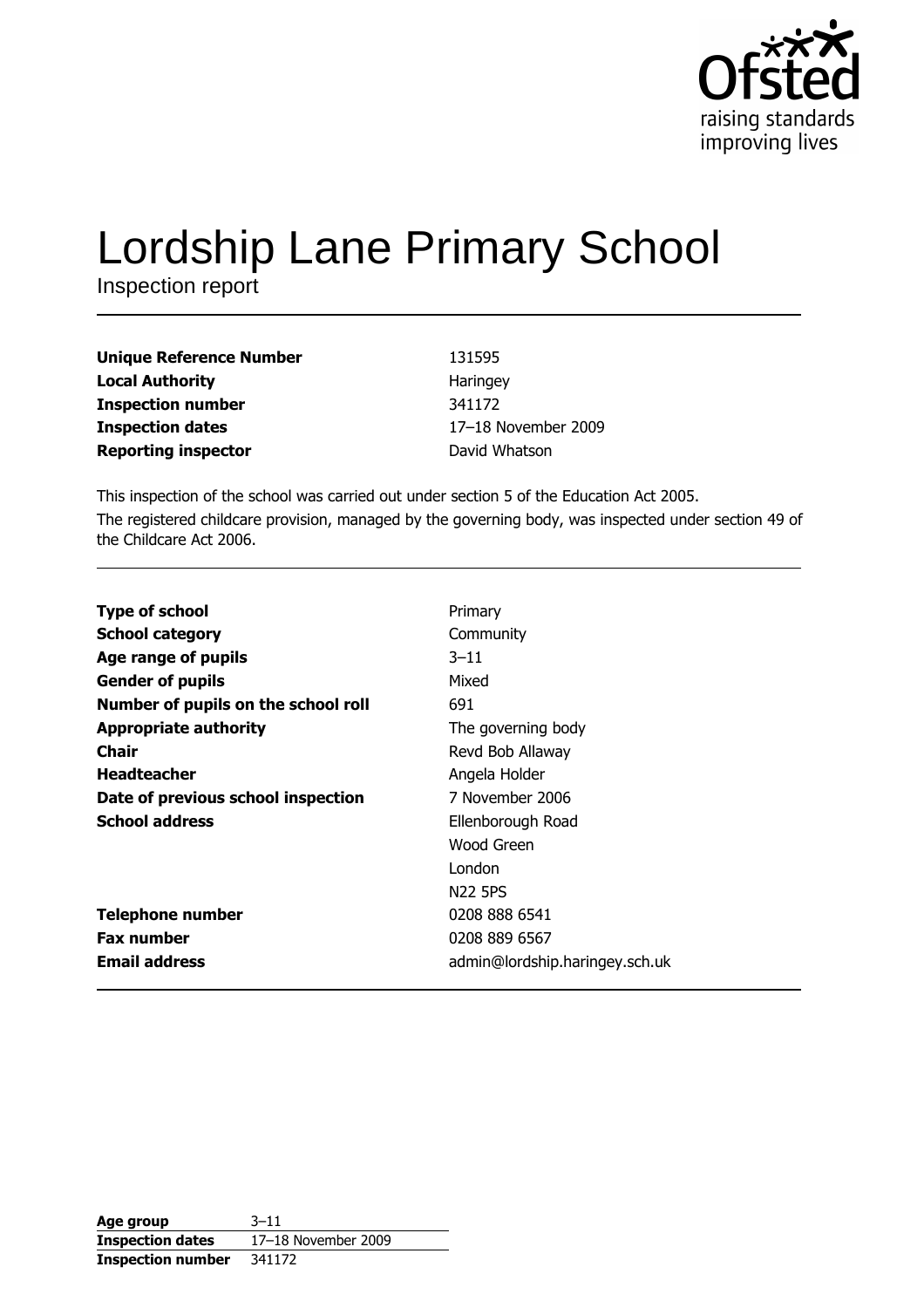Ofsted
raising standards
improving lives

# Lordship Lane Primary School

Inspection report

| | |
|---|---|
| **Unique Reference Number** | 131595 |
| **Local Authority** | Haringey |
| **Inspection number** | 341172 |
| **Inspection dates** | 17–18 November 2009 |
| **Reporting inspector** | David Whatson |

This inspection of the school was carried out under section 5 of the Education Act 2005.
The registered childcare provision, managed by the governing body, was inspected under section 49 of the Childcare Act 2006.

| | |
|---|---|
| **Type of school** | Primary |
| **School category** | Community |
| **Age range of pupils** | 3–11 |
| **Gender of pupils** | Mixed |
| **Number of pupils on the school roll** | 691 |
| **Appropriate authority** | The governing body |
| **Chair** | Revd Bob Allaway |
| **Headteacher** | Angela Holder |
| **Date of previous school inspection** | 7 November 2006 |
| **School address** | Ellenborough Road<br>Wood Green<br>London<br>N22 5PS |
| **Telephone number** | 0208 888 6541 |
| **Fax number** | 0208 889 6567 |
| **Email address** | admin@lordship.haringey.sch.uk |

| | |
|---|---|
| **Age group** | 3–11 |
| **Inspection dates** | 17–18 November 2009 |
| **Inspection number** | 341172 |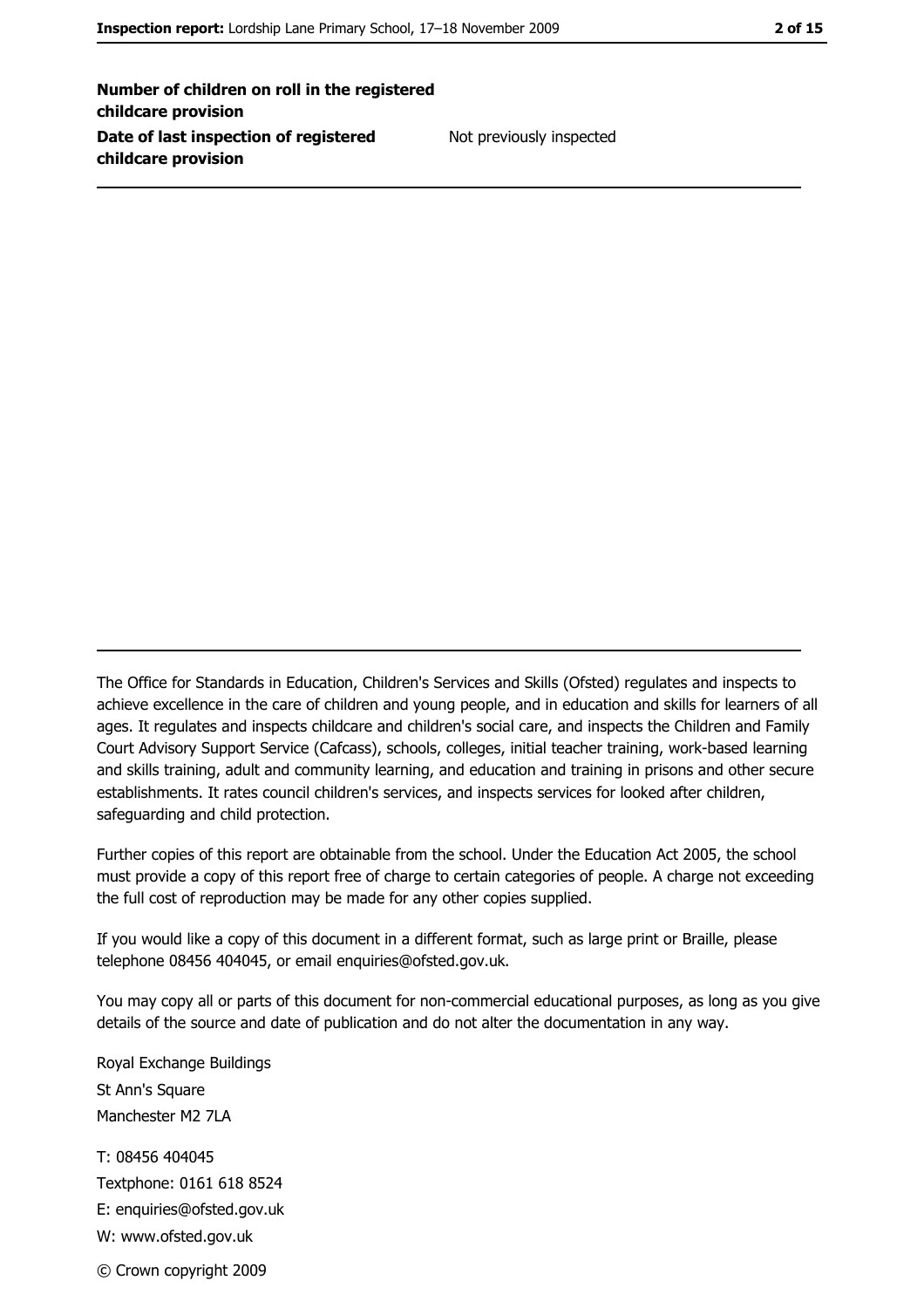| | |
|---|---|
| **Number of children on roll in the registered childcare provision** | |
| **Date of last inspection of registered childcare provision** | Not previously inspected |

The Office for Standards in Education, Children's Services and Skills (Ofsted) regulates and inspects to achieve excellence in the care of children and young people, and in education and skills for learners of all ages. It regulates and inspects childcare and children's social care, and inspects the Children and Family Court Advisory Support Service (Cafcass), schools, colleges, initial teacher training, work-based learning and skills training, adult and community learning, and education and training in prisons and other secure establishments. It rates council children's services, and inspects services for looked after children, safeguarding and child protection.

Further copies of this report are obtainable from the school. Under the Education Act 2005, the school must provide a copy of this report free of charge to certain categories of people. A charge not exceeding the full cost of reproduction may be made for any other copies supplied.

If you would like a copy of this document in a different format, such as large print or Braille, please telephone 08456 404045, or email enquiries@ofsted.gov.uk.

You may copy all or parts of this document for non-commercial educational purposes, as long as you give details of the source and date of publication and do not alter the documentation in any way.

Royal Exchange Buildings
St Ann's Square
Manchester M2 7LA

T: 08456 404045
Textphone: 0161 618 8524
E: enquiries@ofsted.gov.uk
W: www.ofsted.gov.uk

© Crown copyright 2009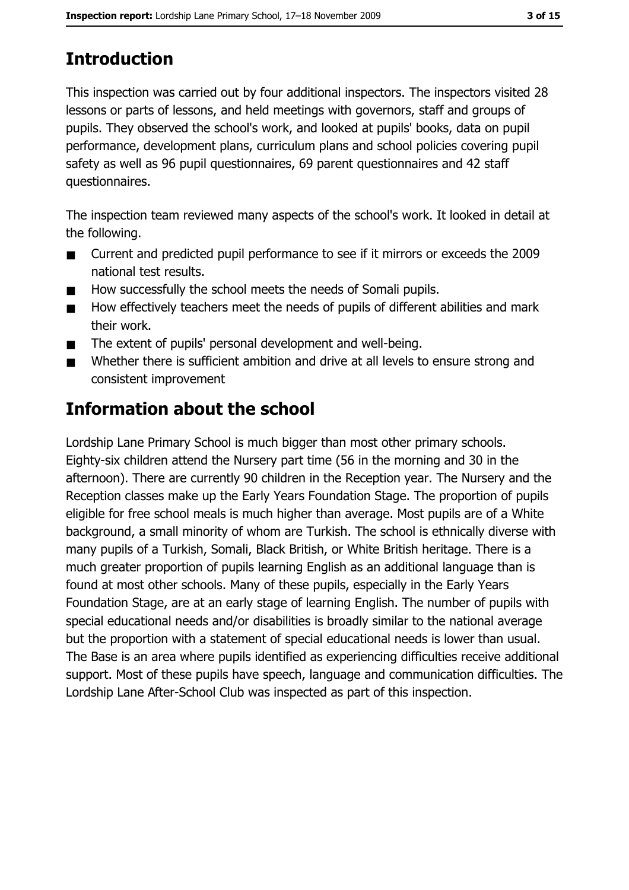## Introduction

This inspection was carried out by four additional inspectors. The inspectors visited 28 lessons or parts of lessons, and held meetings with governors, staff and groups of pupils. They observed the school's work, and looked at pupils' books, data on pupil performance, development plans, curriculum plans and school policies covering pupil safety as well as 96 pupil questionnaires, 69 parent questionnaires and 42 staff questionnaires.

The inspection team reviewed many aspects of the school's work. It looked in detail at the following.

- Current and predicted pupil performance to see if it mirrors or exceeds the 2009 national test results.
- How successfully the school meets the needs of Somali pupils.
- How effectively teachers meet the needs of pupils of different abilities and mark their work.
- The extent of pupils' personal development and well-being.
- Whether there is sufficient ambition and drive at all levels to ensure strong and consistent improvement

## Information about the school

Lordship Lane Primary School is much bigger than most other primary schools. Eighty-six children attend the Nursery part time (56 in the morning and 30 in the afternoon). There are currently 90 children in the Reception year. The Nursery and the Reception classes make up the Early Years Foundation Stage. The proportion of pupils eligible for free school meals is much higher than average. Most pupils are of a White background, a small minority of whom are Turkish. The school is ethnically diverse with many pupils of a Turkish, Somali, Black British, or White British heritage. There is a much greater proportion of pupils learning English as an additional language than is found at most other schools. Many of these pupils, especially in the Early Years Foundation Stage, are at an early stage of learning English. The number of pupils with special educational needs and/or disabilities is broadly similar to the national average but the proportion with a statement of special educational needs is lower than usual. The Base is an area where pupils identified as experiencing difficulties receive additional support. Most of these pupils have speech, language and communication difficulties. The Lordship Lane After-School Club was inspected as part of this inspection.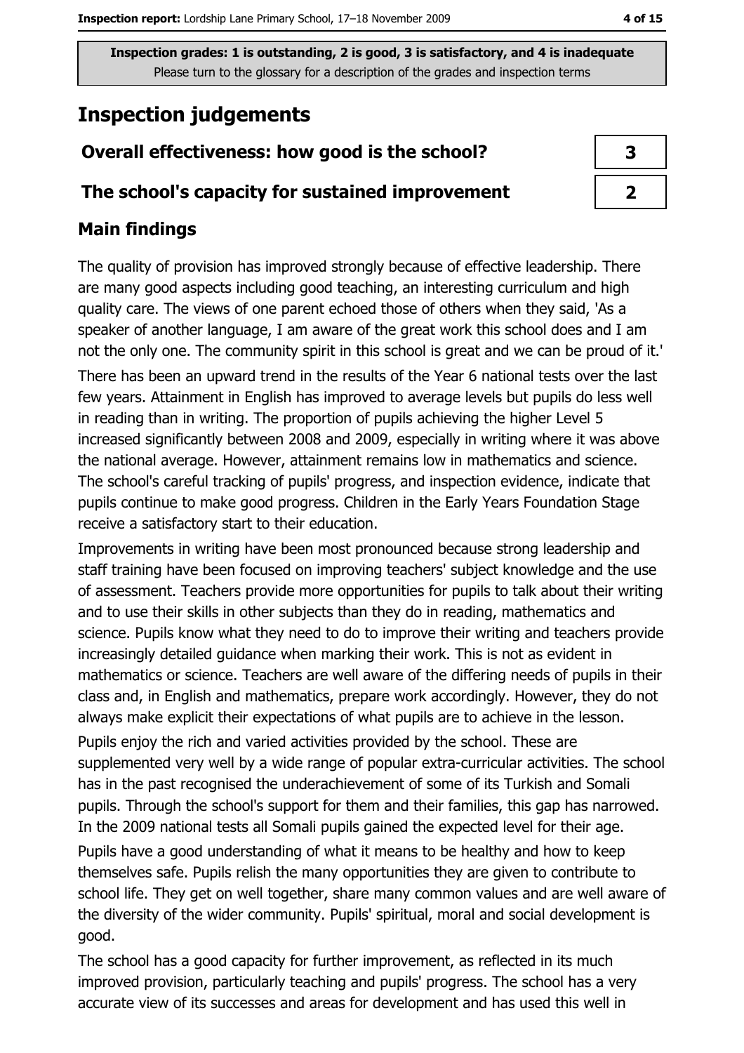**Inspection grades: 1 is outstanding, 2 is good, 3 is satisfactory, and 4 is inadequate**
Please turn to the glossary for a description of the grades and inspection terms

# Inspection judgements

| | |
|---|---|
| **Overall effectiveness: how good is the school?** | **3** |
| **The school's capacity for sustained improvement** | **2** |

## Main findings

The quality of provision has improved strongly because of effective leadership. There are many good aspects including good teaching, an interesting curriculum and high quality care. The views of one parent echoed those of others when they said, 'As a speaker of another language, I am aware of the great work this school does and I am not the only one. The community spirit in this school is great and we can be proud of it.'

There has been an upward trend in the results of the Year 6 national tests over the last few years. Attainment in English has improved to average levels but pupils do less well in reading than in writing. The proportion of pupils achieving the higher Level 5 increased significantly between 2008 and 2009, especially in writing where it was above the national average. However, attainment remains low in mathematics and science. The school's careful tracking of pupils' progress, and inspection evidence, indicate that pupils continue to make good progress. Children in the Early Years Foundation Stage receive a satisfactory start to their education.

Improvements in writing have been most pronounced because strong leadership and staff training have been focused on improving teachers' subject knowledge and the use of assessment. Teachers provide more opportunities for pupils to talk about their writing and to use their skills in other subjects than they do in reading, mathematics and science. Pupils know what they need to do to improve their writing and teachers provide increasingly detailed guidance when marking their work. This is not as evident in mathematics or science. Teachers are well aware of the differing needs of pupils in their class and, in English and mathematics, prepare work accordingly. However, they do not always make explicit their expectations of what pupils are to achieve in the lesson.

Pupils enjoy the rich and varied activities provided by the school. These are supplemented very well by a wide range of popular extra-curricular activities. The school has in the past recognised the underachievement of some of its Turkish and Somali pupils. Through the school's support for them and their families, this gap has narrowed. In the 2009 national tests all Somali pupils gained the expected level for their age.

Pupils have a good understanding of what it means to be healthy and how to keep themselves safe. Pupils relish the many opportunities they are given to contribute to school life. They get on well together, share many common values and are well aware of the diversity of the wider community. Pupils' spiritual, moral and social development is good.

The school has a good capacity for further improvement, as reflected in its much improved provision, particularly teaching and pupils' progress. The school has a very accurate view of its successes and areas for development and has used this well in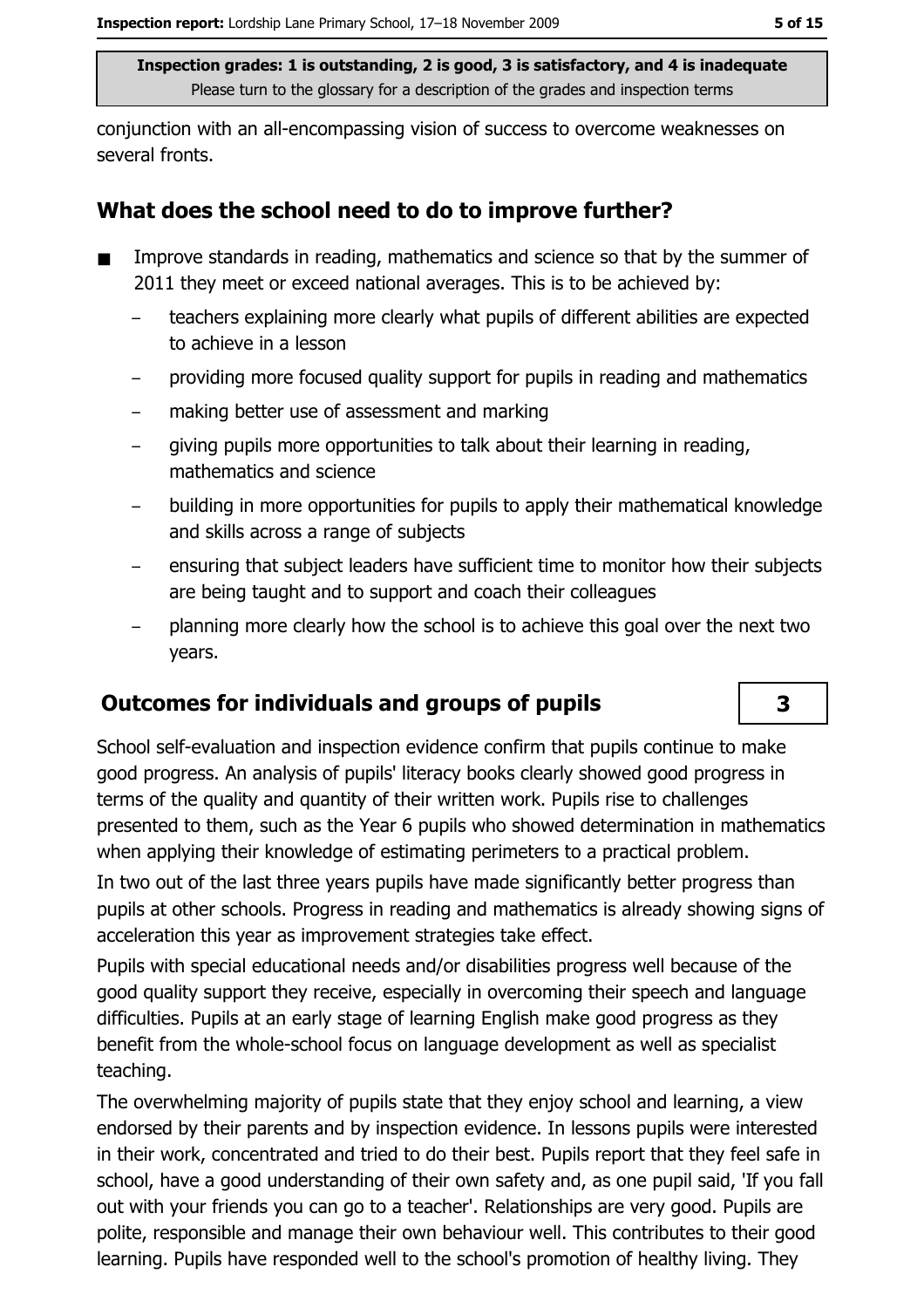conjunction with an all-encompassing vision of success to overcome weaknesses on several fronts.

## What does the school need to do to improve further?

- Improve standards in reading, mathematics and science so that by the summer of 2011 they meet or exceed national averages. This is to be achieved by:
  - teachers explaining more clearly what pupils of different abilities are expected to achieve in a lesson
  - providing more focused quality support for pupils in reading and mathematics
  - making better use of assessment and marking
  - giving pupils more opportunities to talk about their learning in reading, mathematics and science
  - building in more opportunities for pupils to apply their mathematical knowledge and skills across a range of subjects
  - ensuring that subject leaders have sufficient time to monitor how their subjects are being taught and to support and coach their colleagues
  - planning more clearly how the school is to achieve this goal over the next two years.

## Outcomes for individuals and groups of pupils

**3**

School self-evaluation and inspection evidence confirm that pupils continue to make good progress. An analysis of pupils' literacy books clearly showed good progress in terms of the quality and quantity of their written work. Pupils rise to challenges presented to them, such as the Year 6 pupils who showed determination in mathematics when applying their knowledge of estimating perimeters to a practical problem.

In two out of the last three years pupils have made significantly better progress than pupils at other schools. Progress in reading and mathematics is already showing signs of acceleration this year as improvement strategies take effect.

Pupils with special educational needs and/or disabilities progress well because of the good quality support they receive, especially in overcoming their speech and language difficulties. Pupils at an early stage of learning English make good progress as they benefit from the whole-school focus on language development as well as specialist teaching.

The overwhelming majority of pupils state that they enjoy school and learning, a view endorsed by their parents and by inspection evidence. In lessons pupils were interested in their work, concentrated and tried to do their best. Pupils report that they feel safe in school, have a good understanding of their own safety and, as one pupil said, 'If you fall out with your friends you can go to a teacher'. Relationships are very good. Pupils are polite, responsible and manage their own behaviour well. This contributes to their good learning. Pupils have responded well to the school's promotion of healthy living. They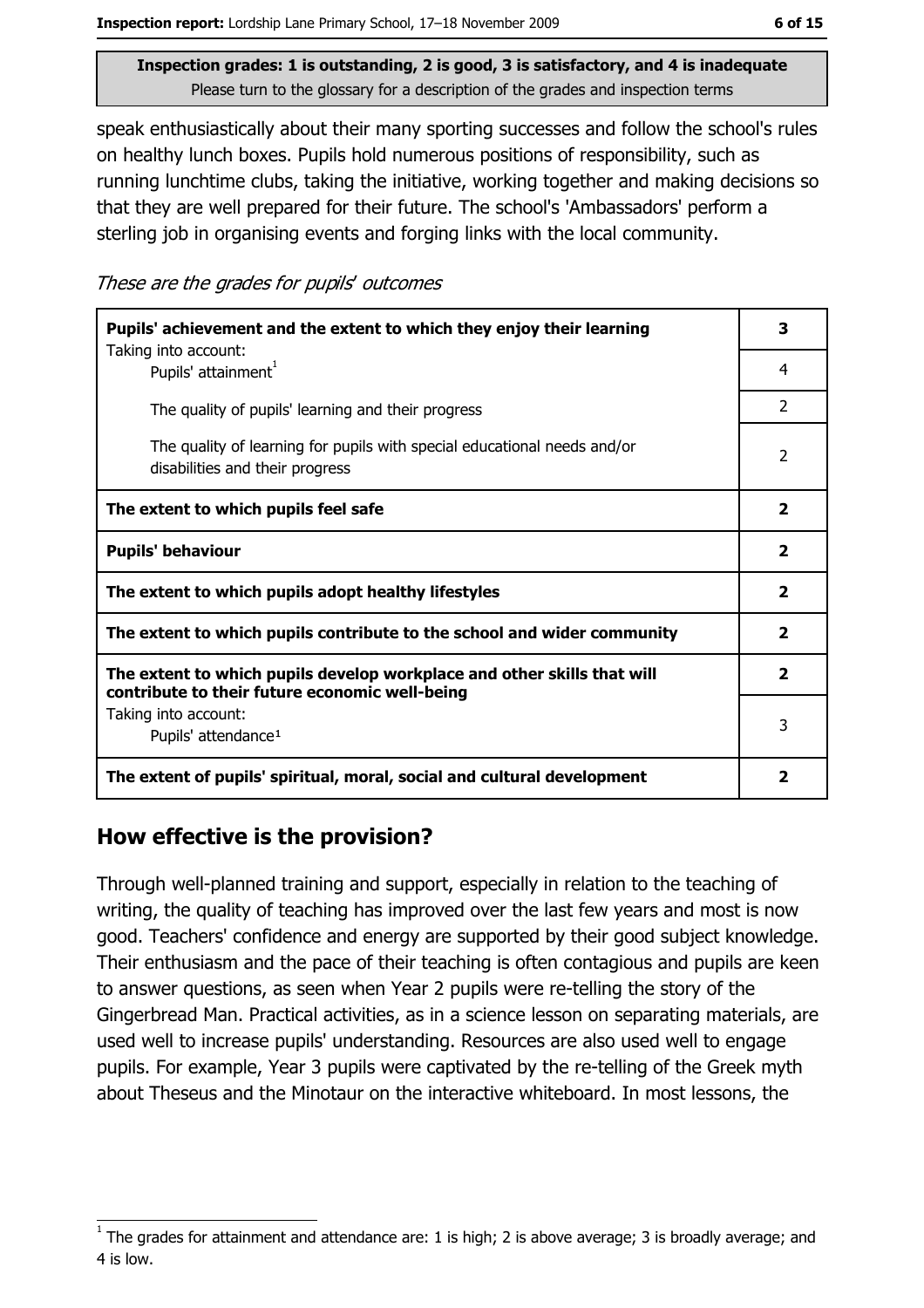Inspection grades: 1 is outstanding, 2 is good, 3 is satisfactory, and 4 is inadequate
Please turn to the glossary for a description of the grades and inspection terms

speak enthusiastically about their many sporting successes and follow the school's rules on healthy lunch boxes. Pupils hold numerous positions of responsibility, such as running lunchtime clubs, taking the initiative, working together and making decisions so that they are well prepared for their future. The school's 'Ambassadors' perform a sterling job in organising events and forging links with the local community.

*These are the grades for pupils' outcomes*

| | |
|---|---|
| **Pupils' achievement and the extent to which they enjoy their learning** | **3** |
| Taking into account: Pupils' attainment[1] | 4 |
| The quality of pupils' learning and their progress | 2 |
| The quality of learning for pupils with special educational needs and/or disabilities and their progress | 2 |
| **The extent to which pupils feel safe** | **2** |
| **Pupils' behaviour** | **2** |
| **The extent to which pupils adopt healthy lifestyles** | **2** |
| **The extent to which pupils contribute to the school and wider community** | **2** |
| **The extent to which pupils develop workplace and other skills that will contribute to their future economic well-being** | **2** |
| Taking into account: Pupils' attendance[1] | 3 |
| **The extent of pupils' spiritual, moral, social and cultural development** | **2** |

## How effective is the provision?

Through well-planned training and support, especially in relation to the teaching of writing, the quality of teaching has improved over the last few years and most is now good. Teachers' confidence and energy are supported by their good subject knowledge. Their enthusiasm and the pace of their teaching is often contagious and pupils are keen to answer questions, as seen when Year 2 pupils were re-telling the story of the Gingerbread Man. Practical activities, as in a science lesson on separating materials, are used well to increase pupils' understanding. Resources are also used well to engage pupils. For example, Year 3 pupils were captivated by the re-telling of the Greek myth about Theseus and the Minotaur on the interactive whiteboard. In most lessons, the

[1] The grades for attainment and attendance are: 1 is high; 2 is above average; 3 is broadly average; and 4 is low.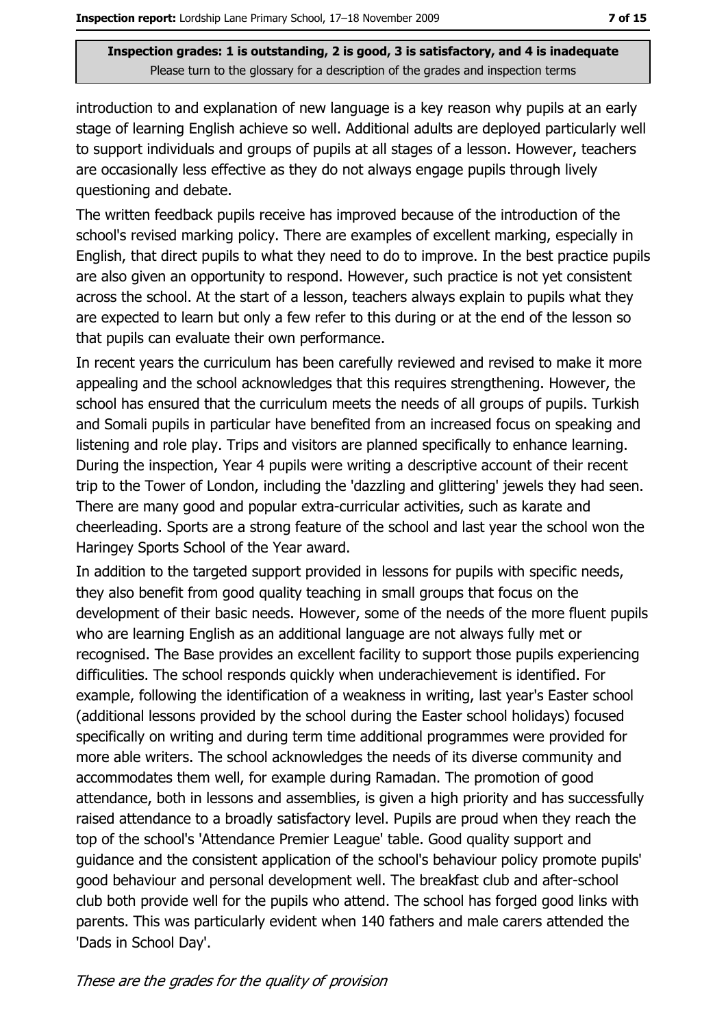introduction to and explanation of new language is a key reason why pupils at an early stage of learning English achieve so well. Additional adults are deployed particularly well to support individuals and groups of pupils at all stages of a lesson. However, teachers are occasionally less effective as they do not always engage pupils through lively questioning and debate.

The written feedback pupils receive has improved because of the introduction of the school's revised marking policy. There are examples of excellent marking, especially in English, that direct pupils to what they need to do to improve. In the best practice pupils are also given an opportunity to respond. However, such practice is not yet consistent across the school. At the start of a lesson, teachers always explain to pupils what they are expected to learn but only a few refer to this during or at the end of the lesson so that pupils can evaluate their own performance.

In recent years the curriculum has been carefully reviewed and revised to make it more appealing and the school acknowledges that this requires strengthening. However, the school has ensured that the curriculum meets the needs of all groups of pupils. Turkish and Somali pupils in particular have benefited from an increased focus on speaking and listening and role play. Trips and visitors are planned specifically to enhance learning. During the inspection, Year 4 pupils were writing a descriptive account of their recent trip to the Tower of London, including the 'dazzling and glittering' jewels they had seen. There are many good and popular extra-curricular activities, such as karate and cheerleading. Sports are a strong feature of the school and last year the school won the Haringey Sports School of the Year award.

In addition to the targeted support provided in lessons for pupils with specific needs, they also benefit from good quality teaching in small groups that focus on the development of their basic needs. However, some of the needs of the more fluent pupils who are learning English as an additional language are not always fully met or recognised. The Base provides an excellent facility to support those pupils experiencing difficulities. The school responds quickly when underachievement is identified. For example, following the identification of a weakness in writing, last year's Easter school (additional lessons provided by the school during the Easter school holidays) focused specifically on writing and during term time additional programmes were provided for more able writers. The school acknowledges the needs of its diverse community and accommodates them well, for example during Ramadan. The promotion of good attendance, both in lessons and assemblies, is given a high priority and has successfully raised attendance to a broadly satisfactory level. Pupils are proud when they reach the top of the school's 'Attendance Premier League' table. Good quality support and guidance and the consistent application of the school's behaviour policy promote pupils' good behaviour and personal development well. The breakfast club and after-school club both provide well for the pupils who attend. The school has forged good links with parents. This was particularly evident when 140 fathers and male carers attended the 'Dads in School Day'.

*These are the grades for the quality of provision*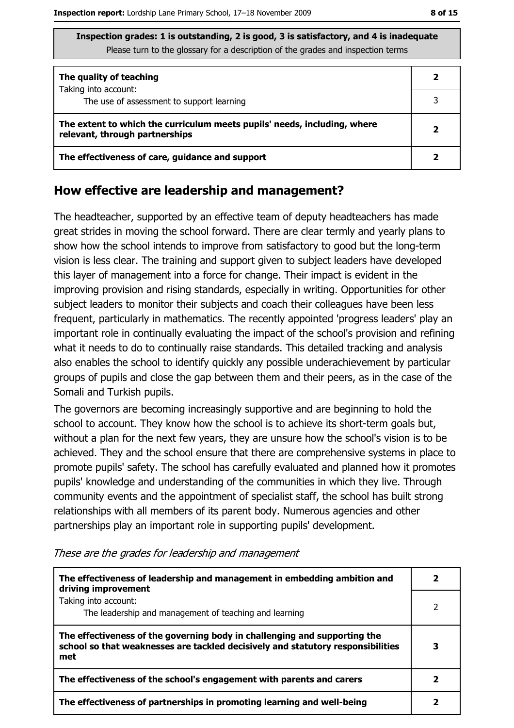**Inspection grades: 1 is outstanding, 2 is good, 3 is satisfactory, and 4 is inadequate**
Please turn to the glossary for a description of the grades and inspection terms

| | |
|---|---|
| **The quality of teaching**<br>Taking into account:<br>The use of assessment to support learning | **2**<br>3 |
| **The extent to which the curriculum meets pupils' needs, including, where relevant, through partnerships** | **2** |
| **The effectiveness of care, guidance and support** | **2** |

## How effective are leadership and management?

The headteacher, supported by an effective team of deputy headteachers has made great strides in moving the school forward. There are clear termly and yearly plans to show how the school intends to improve from satisfactory to good but the long-term vision is less clear. The training and support given to subject leaders have developed this layer of management into a force for change. Their impact is evident in the improving provision and rising standards, especially in writing. Opportunities for other subject leaders to monitor their subjects and coach their colleagues have been less frequent, particularly in mathematics. The recently appointed 'progress leaders' play an important role in continually evaluating the impact of the school's provision and refining what it needs to do to continually raise standards. This detailed tracking and analysis also enables the school to identify quickly any possible underachievement by particular groups of pupils and close the gap between them and their peers, as in the case of the Somali and Turkish pupils.

The governors are becoming increasingly supportive and are beginning to hold the school to account. They know how the school is to achieve its short-term goals but, without a plan for the next few years, they are unsure how the school's vision is to be achieved. They and the school ensure that there are comprehensive systems in place to promote pupils' safety. The school has carefully evaluated and planned how it promotes pupils' knowledge and understanding of the communities in which they live. Through community events and the appointment of specialist staff, the school has built strong relationships with all members of its parent body. Numerous agencies and other partnerships play an important role in supporting pupils' development.

*These are the grades for leadership and management*

| | |
|---|---|
| **The effectiveness of leadership and management in embedding ambition and driving improvement**<br>Taking into account:<br>The leadership and management of teaching and learning | **2**<br>2 |
| **The effectiveness of the governing body in challenging and supporting the school so that weaknesses are tackled decisively and statutory responsibilities met** | **3** |
| **The effectiveness of the school's engagement with parents and carers** | **2** |
| **The effectiveness of partnerships in promoting learning and well-being** | **2** |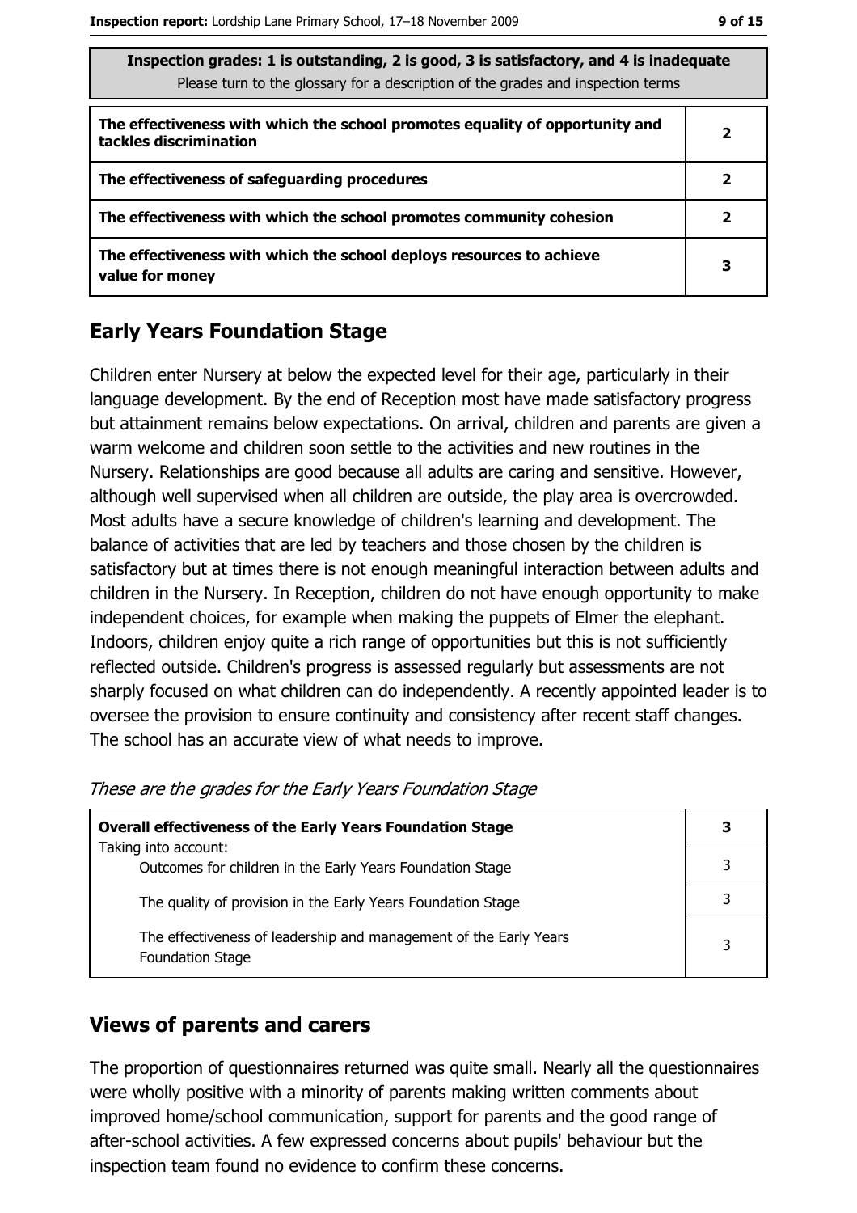**Inspection grades: 1 is outstanding, 2 is good, 3 is satisfactory, and 4 is inadequate**
Please turn to the glossary for a description of the grades and inspection terms

| | |
|---|---|
| **The effectiveness with which the school promotes equality of opportunity and tackles discrimination** | **2** |
| **The effectiveness of safeguarding procedures** | **2** |
| **The effectiveness with which the school promotes community cohesion** | **2** |
| **The effectiveness with which the school deploys resources to achieve value for money** | **3** |

## Early Years Foundation Stage

Children enter Nursery at below the expected level for their age, particularly in their language development. By the end of Reception most have made satisfactory progress but attainment remains below expectations. On arrival, children and parents are given a warm welcome and children soon settle to the activities and new routines in the Nursery. Relationships are good because all adults are caring and sensitive. However, although well supervised when all children are outside, the play area is overcrowded. Most adults have a secure knowledge of children's learning and development. The balance of activities that are led by teachers and those chosen by the children is satisfactory but at times there is not enough meaningful interaction between adults and children in the Nursery. In Reception, children do not have enough opportunity to make independent choices, for example when making the puppets of Elmer the elephant. Indoors, children enjoy quite a rich range of opportunities but this is not sufficiently reflected outside. Children's progress is assessed regularly but assessments are not sharply focused on what children can do independently. A recently appointed leader is to oversee the provision to ensure continuity and consistency after recent staff changes. The school has an accurate view of what needs to improve.

*These are the grades for the Early Years Foundation Stage*

| | |
|---|---|
| **Overall effectiveness of the Early Years Foundation Stage** Taking into account: | **3** |
| Outcomes for children in the Early Years Foundation Stage | 3 |
| The quality of provision in the Early Years Foundation Stage | 3 |
| The effectiveness of leadership and management of the Early Years Foundation Stage | 3 |

## Views of parents and carers

The proportion of questionnaires returned was quite small. Nearly all the questionnaires were wholly positive with a minority of parents making written comments about improved home/school communication, support for parents and the good range of after-school activities. A few expressed concerns about pupils' behaviour but the inspection team found no evidence to confirm these concerns.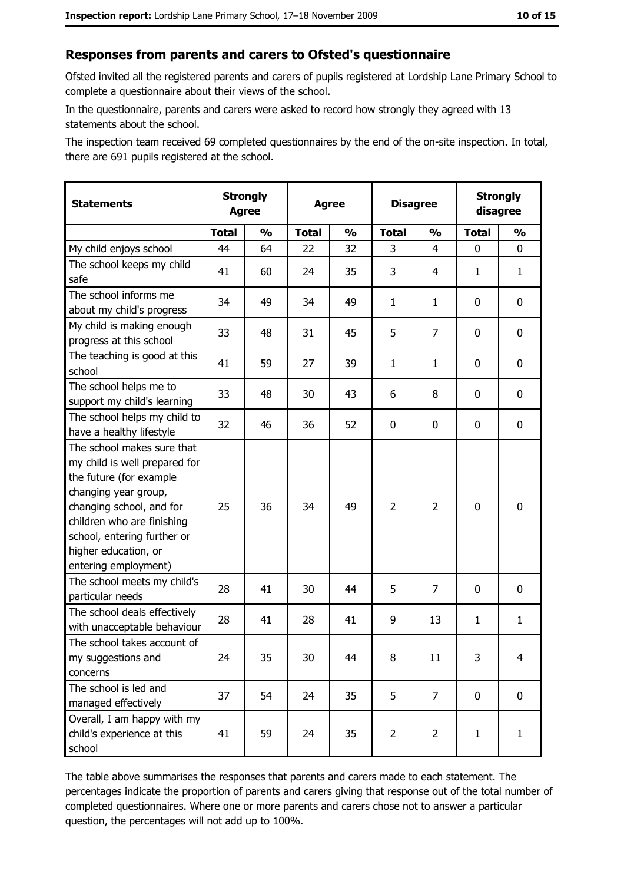## Responses from parents and carers to Ofsted's questionnaire

Ofsted invited all the registered parents and carers of pupils registered at Lordship Lane Primary School to complete a questionnaire about their views of the school.

In the questionnaire, parents and carers were asked to record how strongly they agreed with 13 statements about the school.

The inspection team received 69 completed questionnaires by the end of the on-site inspection. In total, there are 691 pupils registered at the school.

| Statements | Strongly Agree | | Agree | | Disagree | | Strongly disagree | |
|---|---|---|---|---|---|---|---|---|
| | Total | % | Total | % | Total | % | Total | % |
| My child enjoys school | 44 | 64 | 22 | 32 | 3 | 4 | 0 | 0 |
| The school keeps my child safe | 41 | 60 | 24 | 35 | 3 | 4 | 1 | 1 |
| The school informs me about my child's progress | 34 | 49 | 34 | 49 | 1 | 1 | 0 | 0 |
| My child is making enough progress at this school | 33 | 48 | 31 | 45 | 5 | 7 | 0 | 0 |
| The teaching is good at this school | 41 | 59 | 27 | 39 | 1 | 1 | 0 | 0 |
| The school helps me to support my child's learning | 33 | 48 | 30 | 43 | 6 | 8 | 0 | 0 |
| The school helps my child to have a healthy lifestyle | 32 | 46 | 36 | 52 | 0 | 0 | 0 | 0 |
| The school makes sure that my child is well prepared for the future (for example changing year group, changing school, and for children who are finishing school, entering further or higher education, or entering employment) | 25 | 36 | 34 | 49 | 2 | 2 | 0 | 0 |
| The school meets my child's particular needs | 28 | 41 | 30 | 44 | 5 | 7 | 0 | 0 |
| The school deals effectively with unacceptable behaviour | 28 | 41 | 28 | 41 | 9 | 13 | 1 | 1 |
| The school takes account of my suggestions and concerns | 24 | 35 | 30 | 44 | 8 | 11 | 3 | 4 |
| The school is led and managed effectively | 37 | 54 | 24 | 35 | 5 | 7 | 0 | 0 |
| Overall, I am happy with my child's experience at this school | 41 | 59 | 24 | 35 | 2 | 2 | 1 | 1 |

The table above summarises the responses that parents and carers made to each statement. The percentages indicate the proportion of parents and carers giving that response out of the total number of completed questionnaires. Where one or more parents and carers chose not to answer a particular question, the percentages will not add up to 100%.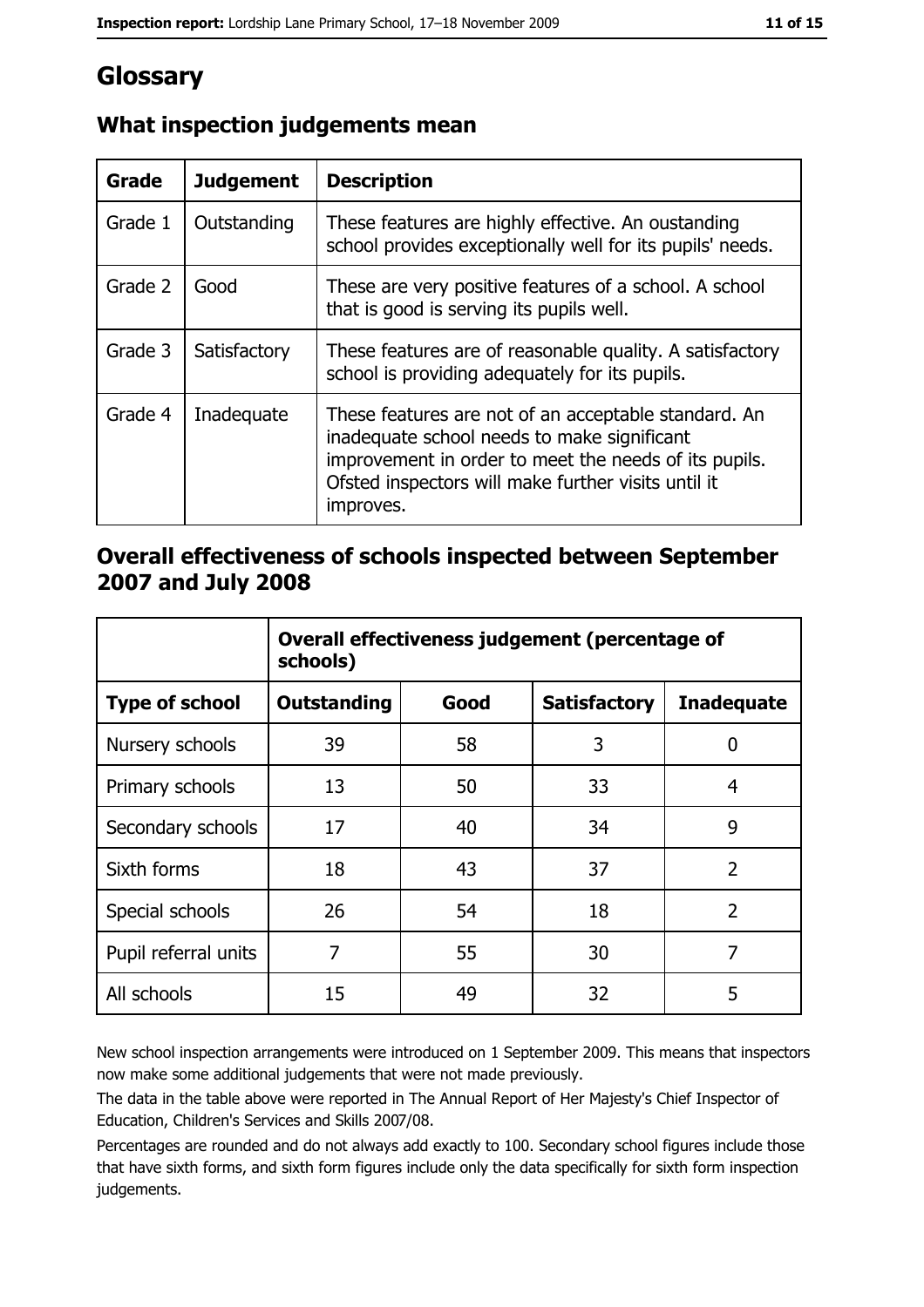# Glossary

## What inspection judgements mean

| Grade | Judgement | Description |
|---|---|---|
| Grade 1 | Outstanding | These features are highly effective. An oustanding school provides exceptionally well for its pupils' needs. |
| Grade 2 | Good | These are very positive features of a school. A school that is good is serving its pupils well. |
| Grade 3 | Satisfactory | These features are of reasonable quality. A satisfactory school is providing adequately for its pupils. |
| Grade 4 | Inadequate | These features are not of an acceptable standard. An inadequate school needs to make significant improvement in order to meet the needs of its pupils. Ofsted inspectors will make further visits until it improves. |

## Overall effectiveness of schools inspected between September 2007 and July 2008

| | Overall effectiveness judgement (percentage of schools) | | | |
|---|---|---|---|---|
| **Type of school** | **Outstanding** | **Good** | **Satisfactory** | **Inadequate** |
| Nursery schools | 39 | 58 | 3 | 0 |
| Primary schools | 13 | 50 | 33 | 4 |
| Secondary schools | 17 | 40 | 34 | 9 |
| Sixth forms | 18 | 43 | 37 | 2 |
| Special schools | 26 | 54 | 18 | 2 |
| Pupil referral units | 7 | 55 | 30 | 7 |
| All schools | 15 | 49 | 32 | 5 |

New school inspection arrangements were introduced on 1 September 2009. This means that inspectors now make some additional judgements that were not made previously.

The data in the table above were reported in The Annual Report of Her Majesty's Chief Inspector of Education, Children's Services and Skills 2007/08.

Percentages are rounded and do not always add exactly to 100. Secondary school figures include those that have sixth forms, and sixth form figures include only the data specifically for sixth form inspection judgements.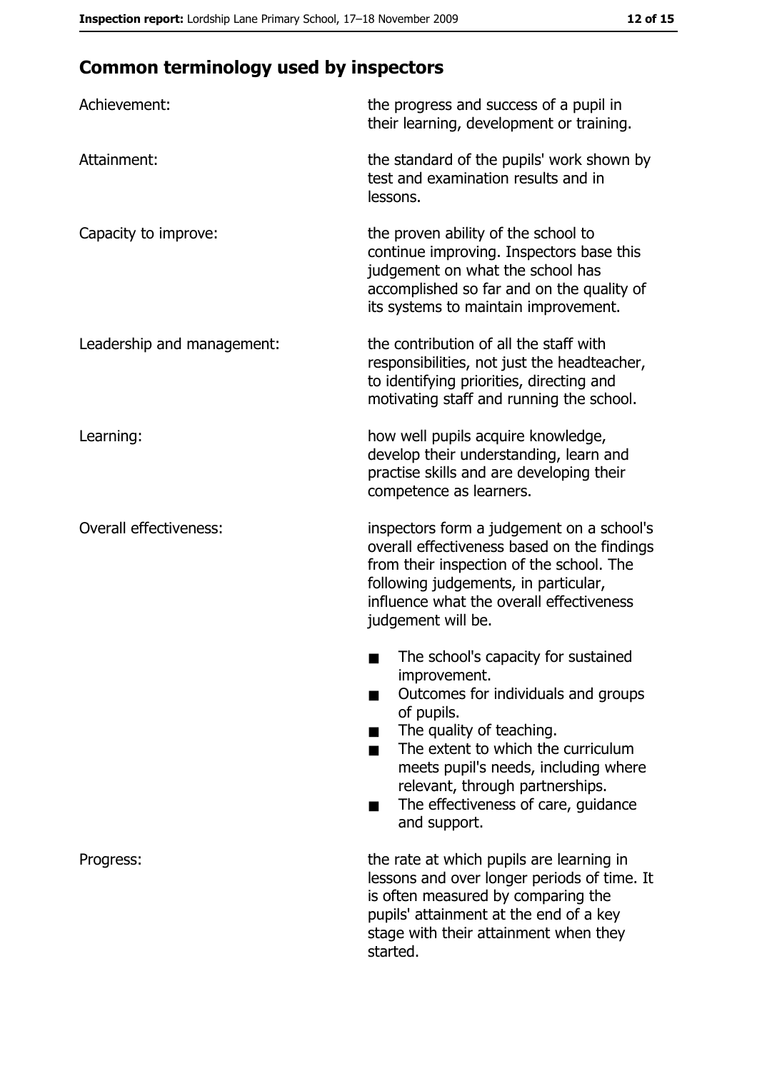## Common terminology used by inspectors

| | |
|---|---|
| Achievement: | the progress and success of a pupil in their learning, development or training. |
| Attainment: | the standard of the pupils' work shown by test and examination results and in lessons. |
| Capacity to improve: | the proven ability of the school to continue improving. Inspectors base this judgement on what the school has accomplished so far and on the quality of its systems to maintain improvement. |
| Leadership and management: | the contribution of all the staff with responsibilities, not just the headteacher, to identifying priorities, directing and motivating staff and running the school. |
| Learning: | how well pupils acquire knowledge, develop their understanding, learn and practise skills and are developing their competence as learners. |
| Overall effectiveness: | inspectors form a judgement on a school's overall effectiveness based on the findings from their inspection of the school. The following judgements, in particular, influence what the overall effectiveness judgement will be. ■ The school's capacity for sustained improvement. ■ Outcomes for individuals and groups of pupils. ■ The quality of teaching. ■ The extent to which the curriculum meets pupil's needs, including where relevant, through partnerships. ■ The effectiveness of care, guidance and support. |
| Progress: | the rate at which pupils are learning in lessons and over longer periods of time. It is often measured by comparing the pupils' attainment at the end of a key stage with their attainment when they started. |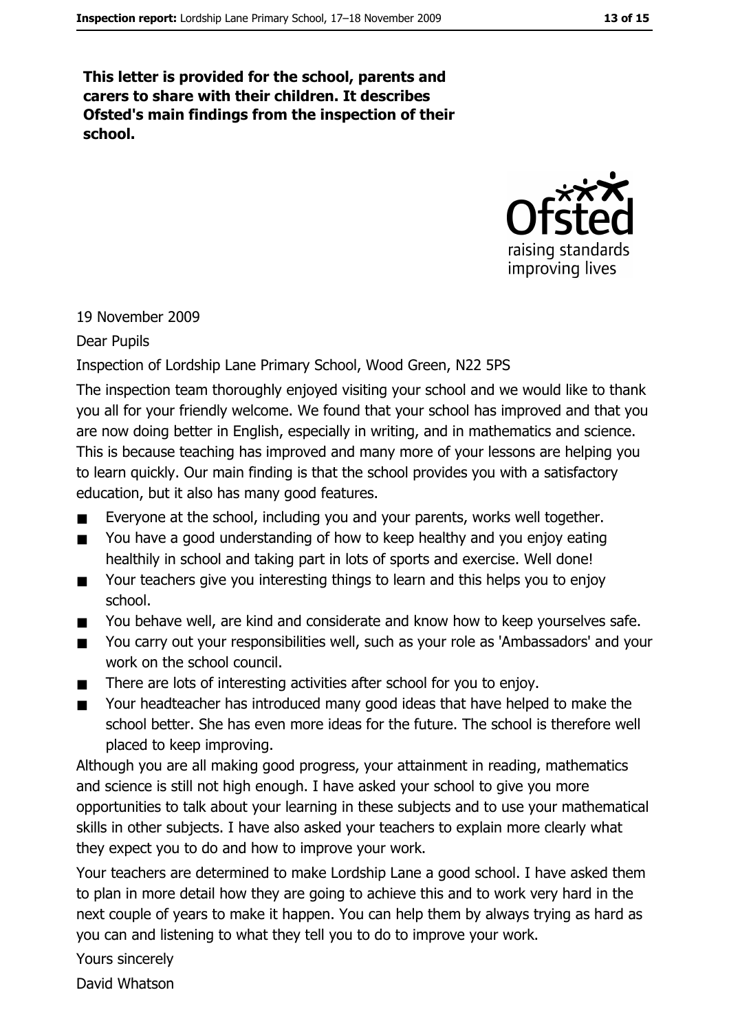**This letter is provided for the school, parents and carers to share with their children. It describes Ofsted's main findings from the inspection of their school.**

19 November 2009

Dear Pupils

Inspection of Lordship Lane Primary School, Wood Green, N22 5PS

The inspection team thoroughly enjoyed visiting your school and we would like to thank you all for your friendly welcome. We found that your school has improved and that you are now doing better in English, especially in writing, and in mathematics and science. This is because teaching has improved and many more of your lessons are helping you to learn quickly. Our main finding is that the school provides you with a satisfactory education, but it also has many good features.

- Everyone at the school, including you and your parents, works well together.
- You have a good understanding of how to keep healthy and you enjoy eating healthily in school and taking part in lots of sports and exercise. Well done!
- Your teachers give you interesting things to learn and this helps you to enjoy school.
- You behave well, are kind and considerate and know how to keep yourselves safe.
- You carry out your responsibilities well, such as your role as 'Ambassadors' and your work on the school council.
- There are lots of interesting activities after school for you to enjoy.
- Your headteacher has introduced many good ideas that have helped to make the school better. She has even more ideas for the future. The school is therefore well placed to keep improving.

Although you are all making good progress, your attainment in reading, mathematics and science is still not high enough. I have asked your school to give you more opportunities to talk about your learning in these subjects and to use your mathematical skills in other subjects. I have also asked your teachers to explain more clearly what they expect you to do and how to improve your work.

Your teachers are determined to make Lordship Lane a good school. I have asked them to plan in more detail how they are going to achieve this and to work very hard in the next couple of years to make it happen. You can help them by always trying as hard as you can and listening to what they tell you to do to improve your work.

Yours sincerely

David Whatson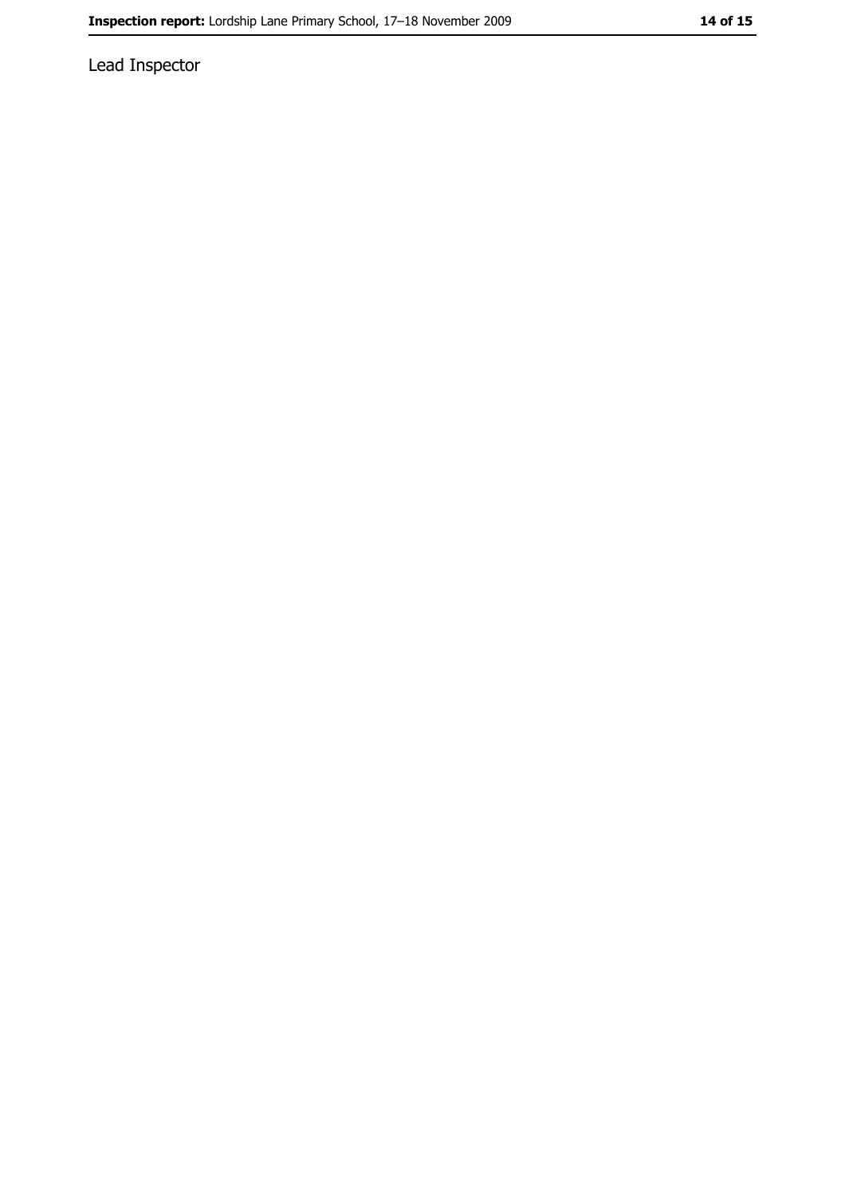Lead Inspector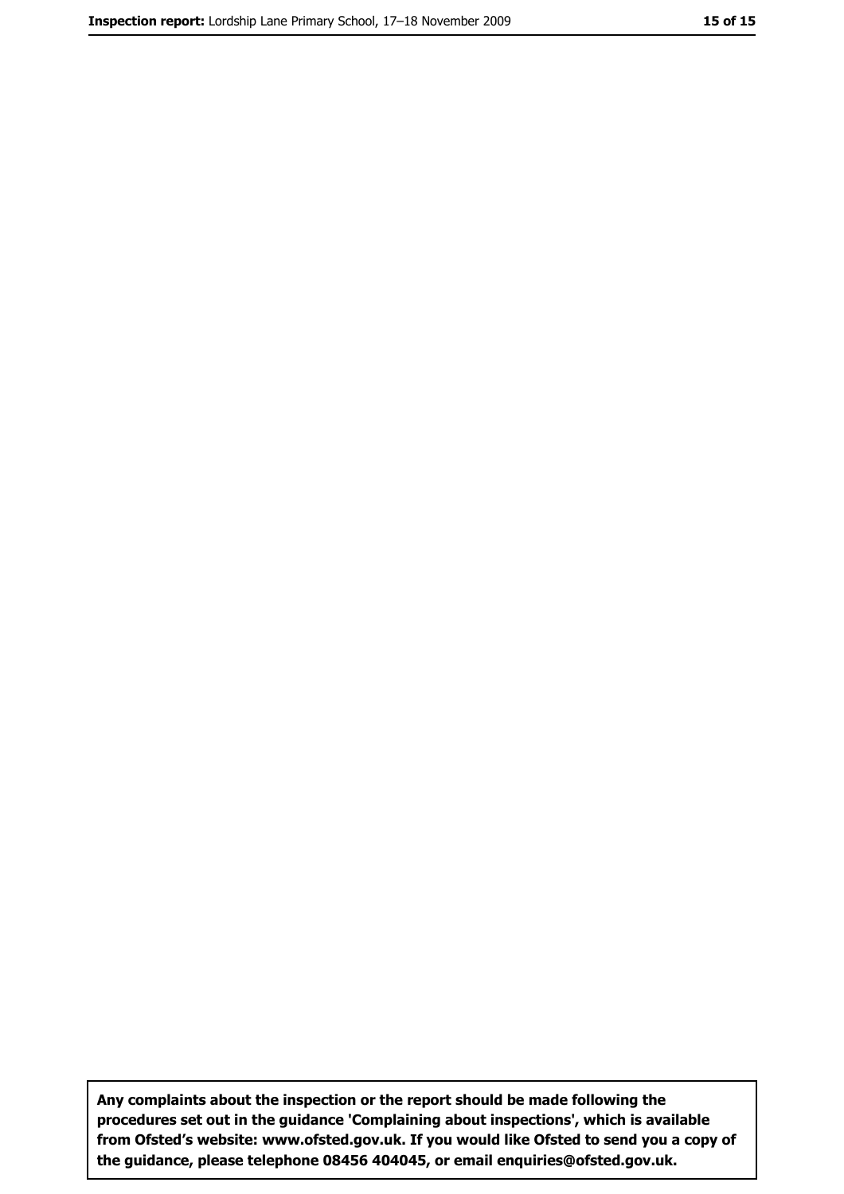**Any complaints about the inspection or the report should be made following the procedures set out in the guidance 'Complaining about inspections', which is available from Ofsted's website: www.ofsted.gov.uk. If you would like Ofsted to send you a copy of the guidance, please telephone 08456 404045, or email enquiries@ofsted.gov.uk.**